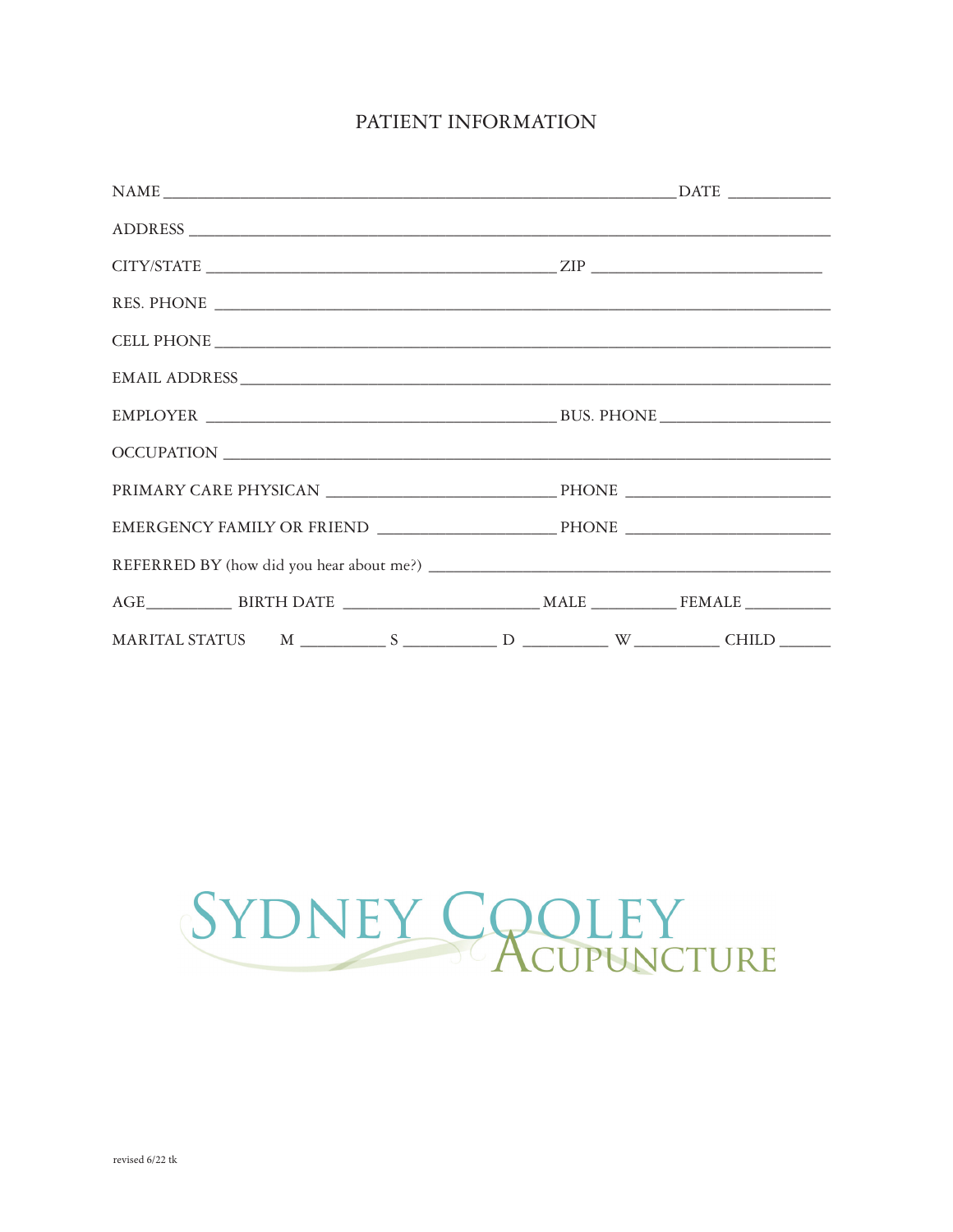# PATIENT INFORMATION

NAME ____________________________________________________________ DATE ____________

ADDRESS ____________________________________________________________________________

CITY/STATE __________________________________________ ZIP ___________________________

RES. PHONE __________________________________________________________________________

CELL PHONE __________________________________________________________________________

EMAIL ADDRESS _______________________________________________________________________

EMPLOYER __________________________________________ BUS. PHONE ____________________

OCCUPATION _________________________________________________________________________

PRIMARY CARE PHYSICAN ___________________________ PHONE _______________________

EMERGENCY FAMILY OR FRIEND ____________________ PHONE _______________________

REFERRED BY (how did you hear about me?) _______________________________________________

AGE__________ BIRTH DATE _______________________ MALE __________ FEMALE __________

MARITAL STATUS M __________ S ___________ D __________ W __________ CHILD ______

SYDNEY COOLEY ACUPUNCTURE

revised 6/22 tk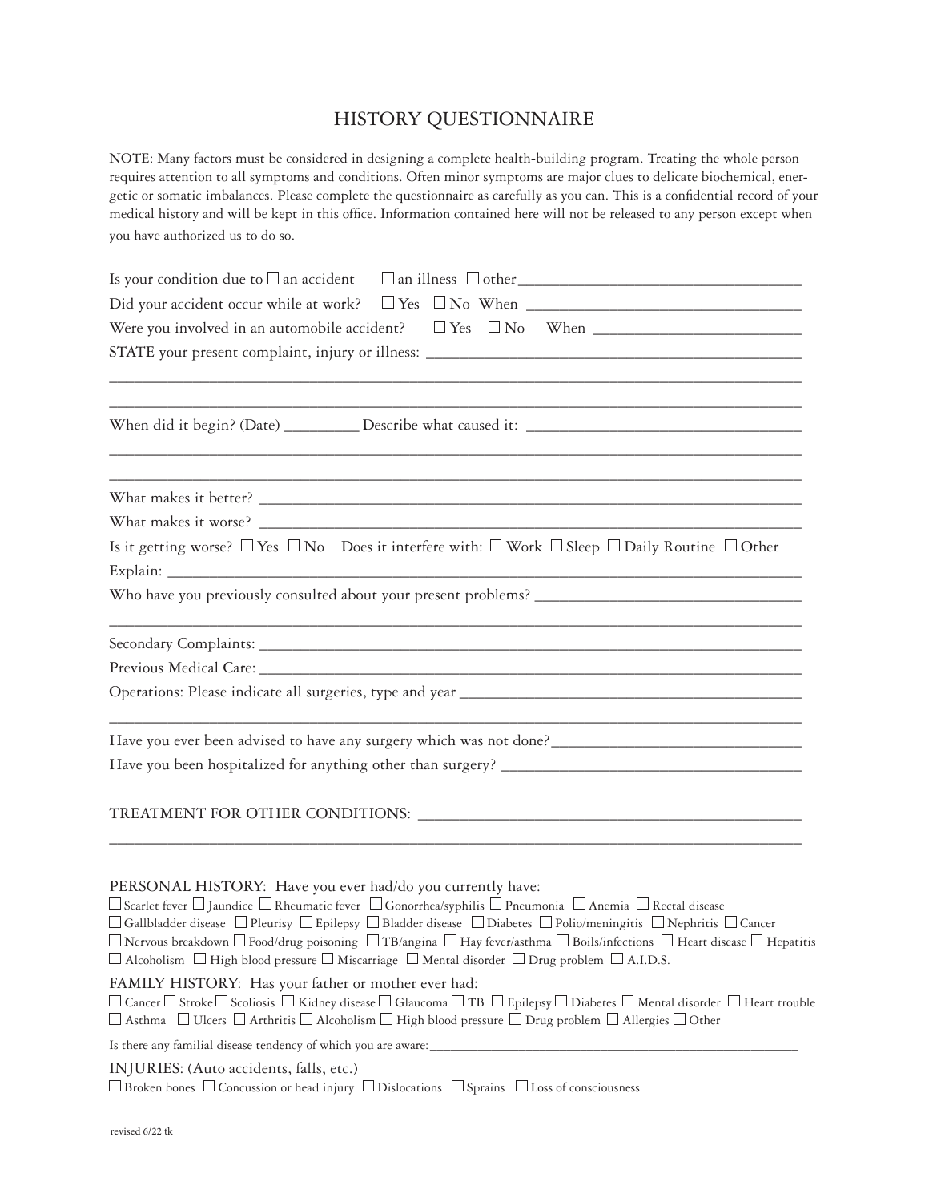# HISTORY QUESTIONNAIRE

NOTE: Many factors must be considered in designing a complete health-building program. Treating the whole person requires attention to all symptoms and conditions. Often minor symptoms are major clues to delicate biochemical, energetic or somatic imbalances. Please complete the questionnaire as carefully as you can. This is a confidential record of your medical history and will be kept in this office. Information contained here will not be released to any person except when you have authorized us to do so.

Is your condition due to ☐ an accident ☐ an illness ☐ other___________________________________

Did your accident occur while at work? ☐ Yes ☐ No When ___________________________________

Were you involved in an automobile accident? ☐ Yes ☐ No When ___________________________

STATE your present complaint, injury or illness: ______________________________________________

______________________________________________________________________________

______________________________________________________________________________

When did it begin? (Date) _________ Describe what caused it: ___________________________________

______________________________________________________________________________

______________________________________________________________________________

What makes it better? __________________________________________________________________

What makes it worse? __________________________________________________________________

Is it getting worse? ☐ Yes ☐ No Does it interfere with: ☐ Work ☐ Sleep ☐ Daily Routine ☐ Other

Explain: _____________________________________________________________________________

Who have you previously consulted about your present problems? _________________________________

______________________________________________________________________________

Secondary Complaints: _________________________________________________________________

Previous Medical Care: _________________________________________________________________

Operations: Please indicate all surgeries, type and year _________________________________________

______________________________________________________________________________

Have you ever been advised to have any surgery which was not done?______________________________

Have you been hospitalized for anything other than surgery? _____________________________________

TREATMENT FOR OTHER CONDITIONS: ______________________________________________

______________________________________________________________________________

PERSONAL HISTORY: Have you ever had/do you currently have:

☐ Scarlet fever ☐ Jaundice ☐ Rheumatic fever ☐ Gonorrhea/syphilis ☐ Pneumonia ☐ Anemia ☐ Rectal disease
☐ Gallbladder disease ☐ Pleurisy ☐ Epilepsy ☐ Bladder disease ☐ Diabetes ☐ Polio/meningitis ☐ Nephritis ☐ Cancer
☐ Nervous breakdown ☐ Food/drug poisoning ☐ TB/angina ☐ Hay fever/asthma ☐ Boils/infections ☐ Heart disease ☐ Hepatitis
☐ Alcoholism ☐ High blood pressure ☐ Miscarriage ☐ Mental disorder ☐ Drug problem ☐ A.I.D.S.

FAMILY HISTORY: Has your father or mother ever had:

☐ Cancer ☐ Stroke ☐ Scoliosis ☐ Kidney disease ☐ Glaucoma ☐ TB ☐ Epilepsy ☐ Diabetes ☐ Mental disorder ☐ Heart trouble
☐ Asthma ☐ Ulcers ☐ Arthritis ☐ Alcoholism ☐ High blood pressure ☐ Drug problem ☐ Allergies ☐ Other

Is there any familial disease tendency of which you are aware:_____________________________________________

INJURIES: (Auto accidents, falls, etc.)

☐ Broken bones ☐ Concussion or head injury ☐ Dislocations ☐ Sprains ☐ Loss of consciousness

revised 6/22 tk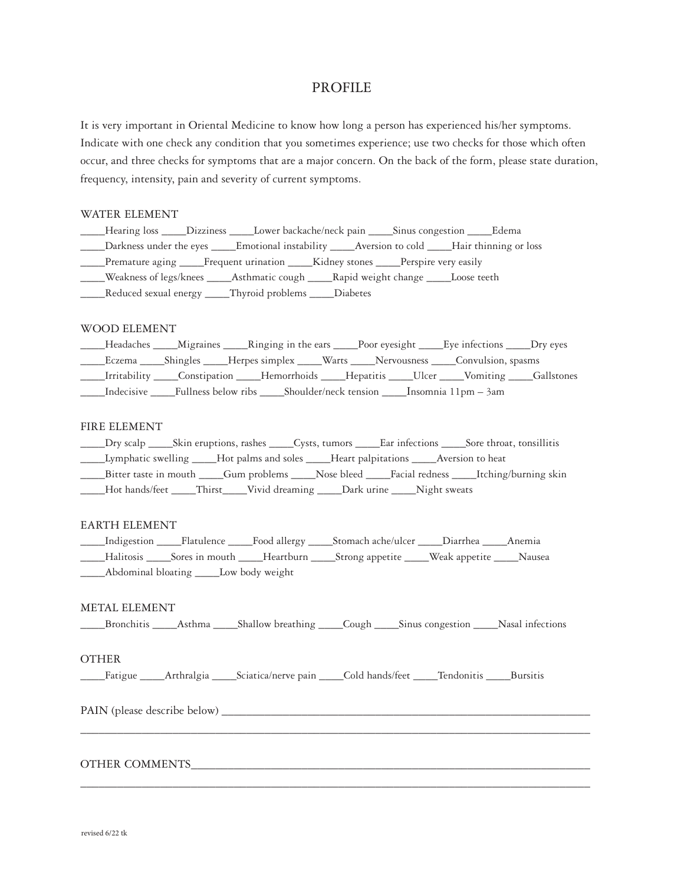# PROFILE

It is very important in Oriental Medicine to know how long a person has experienced his/her symptoms. Indicate with one check any condition that you sometimes experience; use two checks for those which often occur, and three checks for symptoms that are a major concern. On the back of the form, please state duration, frequency, intensity, pain and severity of current symptoms.

## WATER ELEMENT

_____Hearing loss _____Dizziness _____Lower backache/neck pain _____Sinus congestion _____Edema
_____Darkness under the eyes _____Emotional instability _____Aversion to cold _____Hair thinning or loss
_____Premature aging _____Frequent urination _____Kidney stones _____Perspire very easily
_____Weakness of legs/knees _____Asthmatic cough _____Rapid weight change _____Loose teeth
_____Reduced sexual energy _____Thyroid problems _____Diabetes

## WOOD ELEMENT

_____Headaches _____Migraines _____Ringing in the ears _____Poor eyesight _____Eye infections _____Dry eyes
_____Eczema _____Shingles _____Herpes simplex _____Warts _____Nervousness _____Convulsion, spasms
_____Irritability _____Constipation _____Hemorrhoids _____Hepatitis _____Ulcer _____Vomiting _____Gallstones
_____Indecisive _____Fullness below ribs _____Shoulder/neck tension _____Insomnia 11pm – 3am

## FIRE ELEMENT

_____Dry scalp _____Skin eruptions, rashes _____Cysts, tumors _____Ear infections _____Sore throat, tonsillitis
_____Lymphatic swelling _____Hot palms and soles _____Heart palpitations _____Aversion to heat
_____Bitter taste in mouth _____Gum problems _____Nose bleed _____Facial redness _____Itching/burning skin
_____Hot hands/feet _____Thirst_____Vivid dreaming _____Dark urine _____Night sweats

## EARTH ELEMENT

_____Indigestion _____Flatulence _____Food allergy _____Stomach ache/ulcer _____Diarrhea _____Anemia
_____Halitosis _____Sores in mouth _____Heartburn _____Strong appetite _____Weak appetite _____Nausea
_____Abdominal bloating _____Low body weight

## METAL ELEMENT

_____Bronchitis _____Asthma _____Shallow breathing _____Cough _____Sinus congestion _____Nasal infections

## OTHER

_____Fatigue _____Arthralgia _____Sciatica/nerve pain _____Cold hands/feet _____Tendonitis _____Bursitis

PAIN (please describe below) ____________________________________________________________
______________________________________________________________________________

OTHER COMMENTS____________________________________________________________________
______________________________________________________________________________

revised 6/22 tk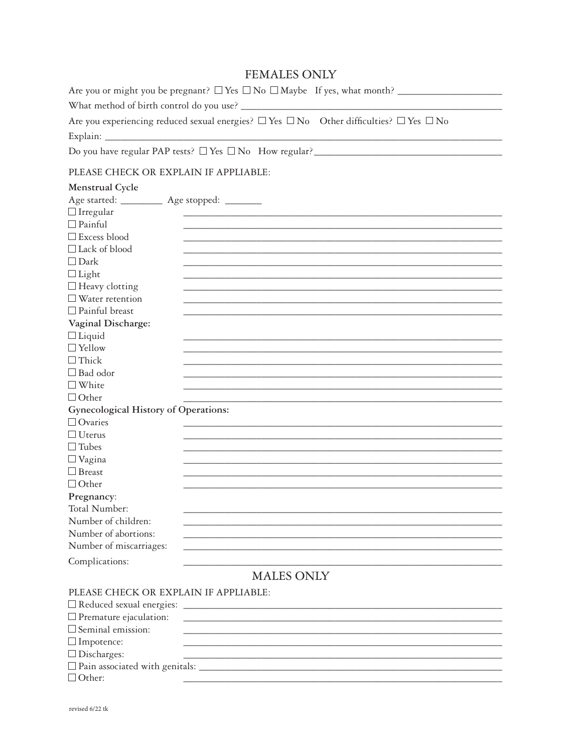## FEMALES ONLY

Are you or might you be pregnant? ☐ Yes ☐ No ☐ Maybe If yes, what month? ____________________

What method of birth control do you use? ____________________

Are you experiencing reduced sexual energies? ☐ Yes ☐ No Other difficulties? ☐ Yes ☐ No

Explain: ____________________

Do you have regular PAP tests? ☐ Yes ☐ No How regular? ____________________

PLEASE CHECK OR EXPLAIN IF APPLIABLE:

**Menstrual Cycle**

Age started: ________ Age stopped: _______

- ☐ Irregular ____________________
- ☐ Painful ____________________
- ☐ Excess blood ____________________
- ☐ Lack of blood ____________________
- ☐ Dark ____________________
- ☐ Light ____________________
- ☐ Heavy clotting ____________________
- ☐ Water retention ____________________
- ☐ Painful breast ____________________

**Vaginal Discharge:**

- ☐ Liquid ____________________
- ☐ Yellow ____________________
- ☐ Thick ____________________
- ☐ Bad odor ____________________
- ☐ White ____________________
- ☐ Other ____________________

**Gynecological History of Operations:**

- ☐ Ovaries ____________________
- ☐ Uterus ____________________
- ☐ Tubes ____________________
- ☐ Vagina ____________________
- ☐ Breast ____________________
- ☐ Other ____________________

**Pregnancy**:

Total Number: ____________________

Number of children: ____________________

Number of abortions: ____________________

Number of miscarriages: ____________________

Complications: ____________________

## MALES ONLY

PLEASE CHECK OR EXPLAIN IF APPLIABLE:

- ☐ Reduced sexual energies: ____________________
- ☐ Premature ejaculation: ____________________
- ☐ Seminal emission: ____________________
- ☐ Impotence: ____________________
- ☐ Discharges: ____________________
- ☐ Pain associated with genitals: ____________________
- ☐ Other: ____________________

revised 6/22 tk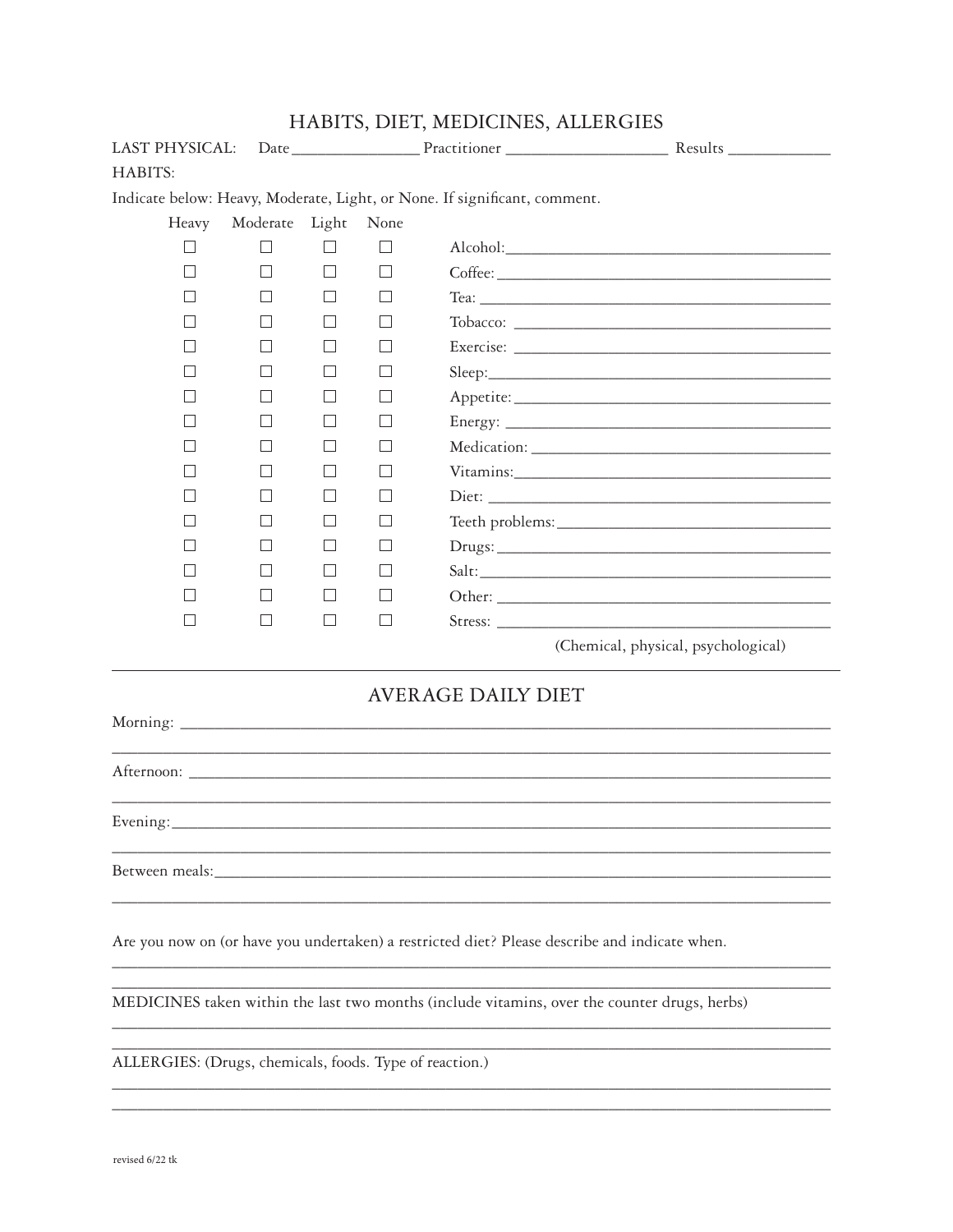## HABITS, DIET, MEDICINES, ALLERGIES

LAST PHYSICAL: Date ________________ Practitioner ____________________ Results _____________

HABITS:

Indicate below: Heavy, Moderate, Light, or None. If significant, comment.

| Heavy | Moderate | Light | None | |
|---|---|---|---|---|
| ☐ | ☐ | ☐ | ☐ | Alcohol: ______________________________ |
| ☐ | ☐ | ☐ | ☐ | Coffee: ______________________________ |
| ☐ | ☐ | ☐ | ☐ | Tea: ______________________________ |
| ☐ | ☐ | ☐ | ☐ | Tobacco: ______________________________ |
| ☐ | ☐ | ☐ | ☐ | Exercise: ______________________________ |
| ☐ | ☐ | ☐ | ☐ | Sleep: ______________________________ |
| ☐ | ☐ | ☐ | ☐ | Appetite: ______________________________ |
| ☐ | ☐ | ☐ | ☐ | Energy: ______________________________ |
| ☐ | ☐ | ☐ | ☐ | Medication: ______________________________ |
| ☐ | ☐ | ☐ | ☐ | Vitamins: ______________________________ |
| ☐ | ☐ | ☐ | ☐ | Diet: ______________________________ |
| ☐ | ☐ | ☐ | ☐ | Teeth problems: ______________________________ |
| ☐ | ☐ | ☐ | ☐ | Drugs: ______________________________ |
| ☐ | ☐ | ☐ | ☐ | Salt: ______________________________ |
| ☐ | ☐ | ☐ | ☐ | Other: ______________________________ |
| ☐ | ☐ | ☐ | ☐ | Stress: ______________________________ (Chemical, physical, psychological) |

---

## AVERAGE DAILY DIET

Morning: ________________________________________________________________

________________________________________________________________

Afternoon: ________________________________________________________________

________________________________________________________________

Evening: ________________________________________________________________

________________________________________________________________

Between meals: ________________________________________________________________

________________________________________________________________

Are you now on (or have you undertaken) a restricted diet? Please describe and indicate when.

________________________________________________________________

________________________________________________________________

MEDICINES taken within the last two months (include vitamins, over the counter drugs, herbs)

________________________________________________________________

________________________________________________________________

ALLERGIES: (Drugs, chemicals, foods. Type of reaction.)

________________________________________________________________

________________________________________________________________

revised 6/22 tk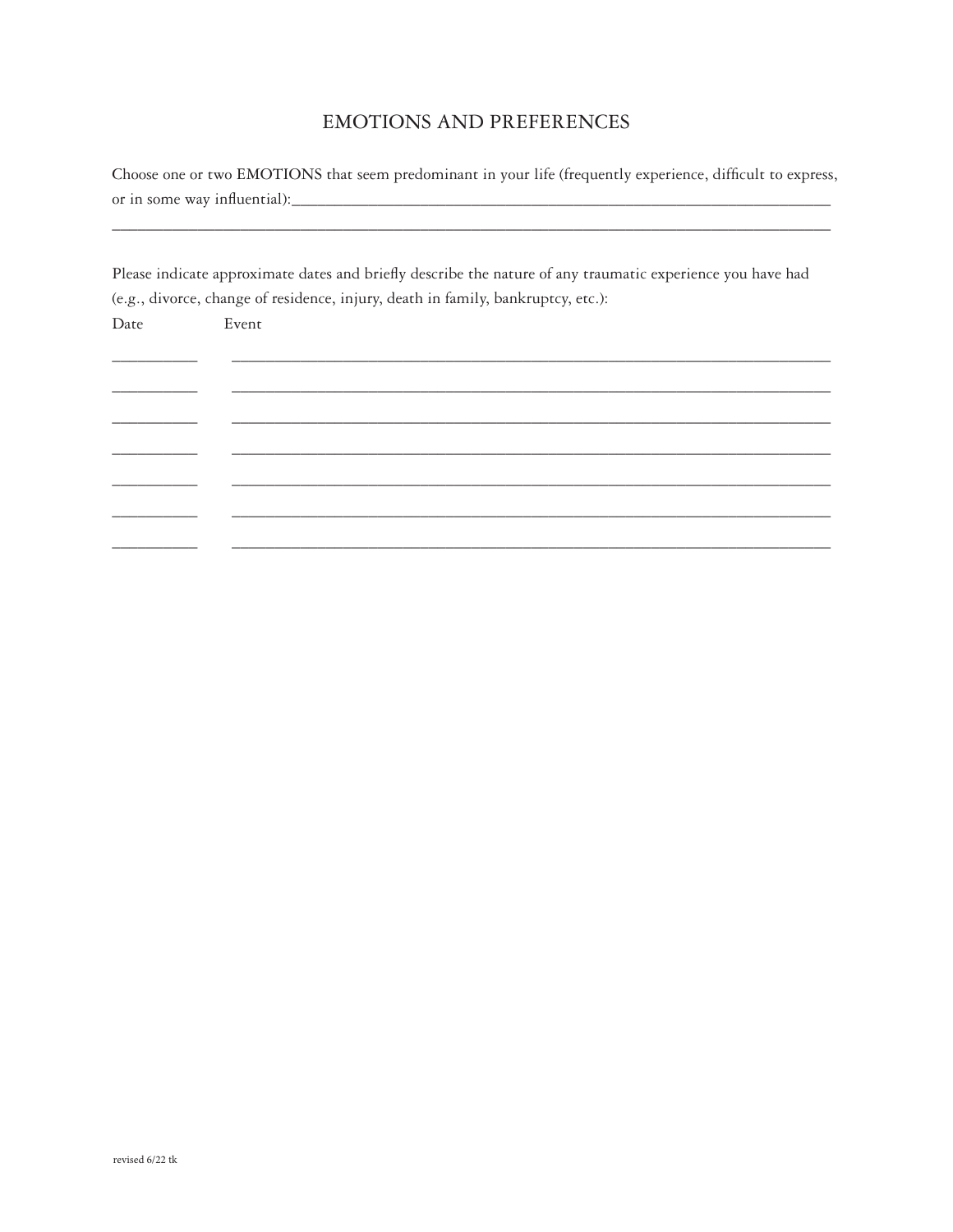## EMOTIONS AND PREFERENCES

Choose one or two EMOTIONS that seem predominant in your life (frequently experience, difficult to express, or in some way influential):\_\_\_\_\_\_\_\_\_\_\_\_\_\_\_\_\_\_\_\_\_\_\_\_\_\_\_\_\_\_\_\_\_\_\_\_\_\_\_\_\_\_\_\_\_\_\_\_\_\_\_\_\_\_\_\_\_\_\_\_

\_\_\_\_\_\_\_\_\_\_\_\_\_\_\_\_\_\_\_\_\_\_\_\_\_\_\_\_\_\_\_\_\_\_\_\_\_\_\_\_\_\_\_\_\_\_\_\_\_\_\_\_\_\_\_\_\_\_\_\_\_\_\_\_\_\_\_\_\_\_\_\_\_\_\_\_\_\_

Please indicate approximate dates and briefly describe the nature of any traumatic experience you have had (e.g., divorce, change of residence, injury, death in family, bankruptcy, etc.):

| Date | Event |
|---|---|
| \_\_\_\_\_\_\_\_\_\_ | \_\_\_\_\_\_\_\_\_\_\_\_\_\_\_\_\_\_\_\_\_\_\_\_\_\_\_\_\_\_\_\_\_\_\_\_\_\_\_\_\_\_\_\_\_\_\_\_\_\_\_\_\_\_\_\_\_\_\_\_ |
| \_\_\_\_\_\_\_\_\_\_ | \_\_\_\_\_\_\_\_\_\_\_\_\_\_\_\_\_\_\_\_\_\_\_\_\_\_\_\_\_\_\_\_\_\_\_\_\_\_\_\_\_\_\_\_\_\_\_\_\_\_\_\_\_\_\_\_\_\_\_\_ |
| \_\_\_\_\_\_\_\_\_\_ | \_\_\_\_\_\_\_\_\_\_\_\_\_\_\_\_\_\_\_\_\_\_\_\_\_\_\_\_\_\_\_\_\_\_\_\_\_\_\_\_\_\_\_\_\_\_\_\_\_\_\_\_\_\_\_\_\_\_\_\_ |
| \_\_\_\_\_\_\_\_\_\_ | \_\_\_\_\_\_\_\_\_\_\_\_\_\_\_\_\_\_\_\_\_\_\_\_\_\_\_\_\_\_\_\_\_\_\_\_\_\_\_\_\_\_\_\_\_\_\_\_\_\_\_\_\_\_\_\_\_\_\_\_ |
| \_\_\_\_\_\_\_\_\_\_ | \_\_\_\_\_\_\_\_\_\_\_\_\_\_\_\_\_\_\_\_\_\_\_\_\_\_\_\_\_\_\_\_\_\_\_\_\_\_\_\_\_\_\_\_\_\_\_\_\_\_\_\_\_\_\_\_\_\_\_\_ |
| \_\_\_\_\_\_\_\_\_\_ | \_\_\_\_\_\_\_\_\_\_\_\_\_\_\_\_\_\_\_\_\_\_\_\_\_\_\_\_\_\_\_\_\_\_\_\_\_\_\_\_\_\_\_\_\_\_\_\_\_\_\_\_\_\_\_\_\_\_\_\_ |
| \_\_\_\_\_\_\_\_\_\_ | \_\_\_\_\_\_\_\_\_\_\_\_\_\_\_\_\_\_\_\_\_\_\_\_\_\_\_\_\_\_\_\_\_\_\_\_\_\_\_\_\_\_\_\_\_\_\_\_\_\_\_\_\_\_\_\_\_\_\_\_ |

revised 6/22 tk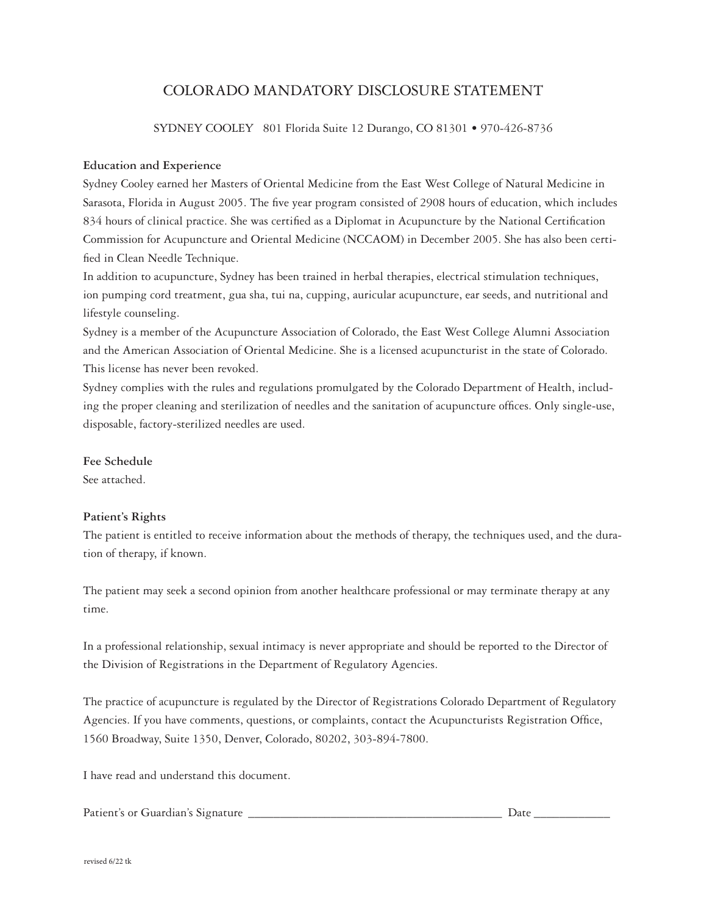# COLORADO MANDATORY DISCLOSURE STATEMENT

SYDNEY COOLEY 801 Florida Suite 12 Durango, CO 81301 • 970-426-8736

**Education and Experience**

Sydney Cooley earned her Masters of Oriental Medicine from the East West College of Natural Medicine in Sarasota, Florida in August 2005. The five year program consisted of 2908 hours of education, which includes 834 hours of clinical practice. She was certified as a Diplomat in Acupuncture by the National Certification Commission for Acupuncture and Oriental Medicine (NCCAOM) in December 2005. She has also been certified in Clean Needle Technique.

In addition to acupuncture, Sydney has been trained in herbal therapies, electrical stimulation techniques, ion pumping cord treatment, gua sha, tui na, cupping, auricular acupuncture, ear seeds, and nutritional and lifestyle counseling.

Sydney is a member of the Acupuncture Association of Colorado, the East West College Alumni Association and the American Association of Oriental Medicine. She is a licensed acupuncturist in the state of Colorado. This license has never been revoked.

Sydney complies with the rules and regulations promulgated by the Colorado Department of Health, including the proper cleaning and sterilization of needles and the sanitation of acupuncture offices. Only single-use, disposable, factory-sterilized needles are used.

**Fee Schedule**

See attached.

**Patient's Rights**

The patient is entitled to receive information about the methods of therapy, the techniques used, and the duration of therapy, if known.

The patient may seek a second opinion from another healthcare professional or may terminate therapy at any time.

In a professional relationship, sexual intimacy is never appropriate and should be reported to the Director of the Division of Registrations in the Department of Regulatory Agencies.

The practice of acupuncture is regulated by the Director of Registrations Colorado Department of Regulatory Agencies. If you have comments, questions, or complaints, contact the Acupuncturists Registration Office, 1560 Broadway, Suite 1350, Denver, Colorado, 80202, 303-894-7800.

I have read and understand this document.

Patient's or Guardian's Signature ___________________________________________ Date ____________

revised 6/22 tk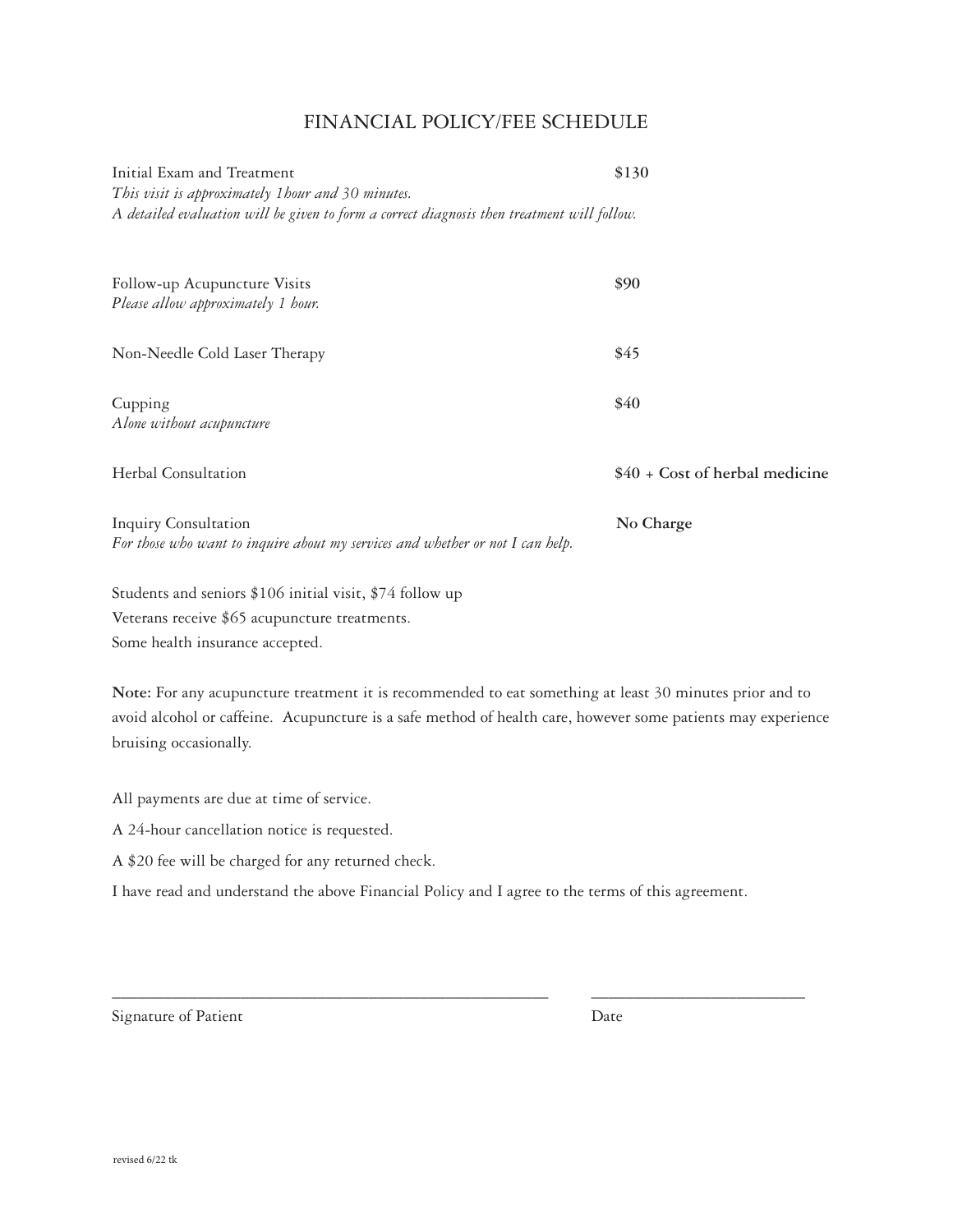# FINANCIAL POLICY/FEE SCHEDULE

Initial Exam and Treatment **$130**
*This visit is approximately 1hour and 30 minutes.*
*A detailed evaluation will be given to form a correct diagnosis then treatment will follow.*

Follow-up Acupuncture Visits **$90**
*Please allow approximately 1 hour.*

Non-Needle Cold Laser Therapy **$45**

Cupping **$40**
*Alone without acupuncture*

Herbal Consultation **$40 + Cost of herbal medicine**

Inquiry Consultation **No Charge**
*For those who want to inquire about my services and whether or not I can help.*

Students and seniors $106 initial visit, $74 follow up
Veterans receive $65 acupuncture treatments.
Some health insurance accepted.

**Note:** For any acupuncture treatment it is recommended to eat something at least 30 minutes prior and to avoid alcohol or caffeine. Acupuncture is a safe method of health care, however some patients may experience bruising occasionally.

All payments are due at time of service.

A 24-hour cancellation notice is requested.

A $20 fee will be charged for any returned check.

I have read and understand the above Financial Policy and I agree to the terms of this agreement.

\_\_\_\_\_\_\_\_\_\_\_\_\_\_\_\_\_\_\_\_\_\_\_\_\_\_\_\_\_\_\_\_\_\_\_\_\_\_\_\_\_\_ \_\_\_\_\_\_\_\_\_\_\_\_\_\_\_\_\_\_\_\_\_\_
Signature of Patient Date

revised 6/22 tk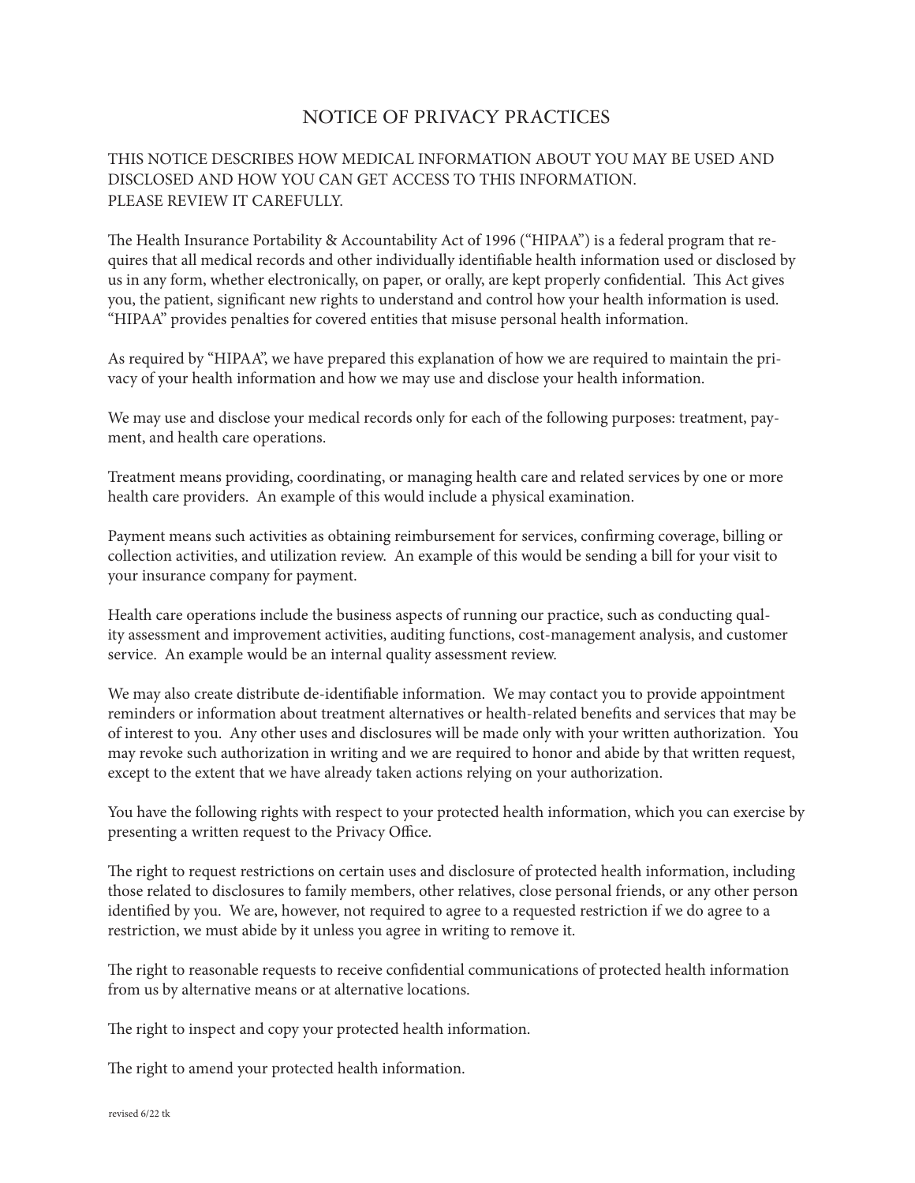# NOTICE OF PRIVACY PRACTICES

THIS NOTICE DESCRIBES HOW MEDICAL INFORMATION ABOUT YOU MAY BE USED AND DISCLOSED AND HOW YOU CAN GET ACCESS TO THIS INFORMATION.
PLEASE REVIEW IT CAREFULLY.

The Health Insurance Portability & Accountability Act of 1996 ("HIPAA") is a federal program that requires that all medical records and other individually identifiable health information used or disclosed by us in any form, whether electronically, on paper, or orally, are kept properly confidential. This Act gives you, the patient, significant new rights to understand and control how your health information is used. "HIPAA" provides penalties for covered entities that misuse personal health information.

As required by "HIPAA", we have prepared this explanation of how we are required to maintain the privacy of your health information and how we may use and disclose your health information.

We may use and disclose your medical records only for each of the following purposes: treatment, payment, and health care operations.

Treatment means providing, coordinating, or managing health care and related services by one or more health care providers. An example of this would include a physical examination.

Payment means such activities as obtaining reimbursement for services, confirming coverage, billing or collection activities, and utilization review. An example of this would be sending a bill for your visit to your insurance company for payment.

Health care operations include the business aspects of running our practice, such as conducting quality assessment and improvement activities, auditing functions, cost-management analysis, and customer service. An example would be an internal quality assessment review.

We may also create distribute de-identifiable information. We may contact you to provide appointment reminders or information about treatment alternatives or health-related benefits and services that may be of interest to you. Any other uses and disclosures will be made only with your written authorization. You may revoke such authorization in writing and we are required to honor and abide by that written request, except to the extent that we have already taken actions relying on your authorization.

You have the following rights with respect to your protected health information, which you can exercise by presenting a written request to the Privacy Office.

The right to request restrictions on certain uses and disclosure of protected health information, including those related to disclosures to family members, other relatives, close personal friends, or any other person identified by you. We are, however, not required to agree to a requested restriction if we do agree to a restriction, we must abide by it unless you agree in writing to remove it.

The right to reasonable requests to receive confidential communications of protected health information from us by alternative means or at alternative locations.

The right to inspect and copy your protected health information.

The right to amend your protected health information.

revised 6/22 tk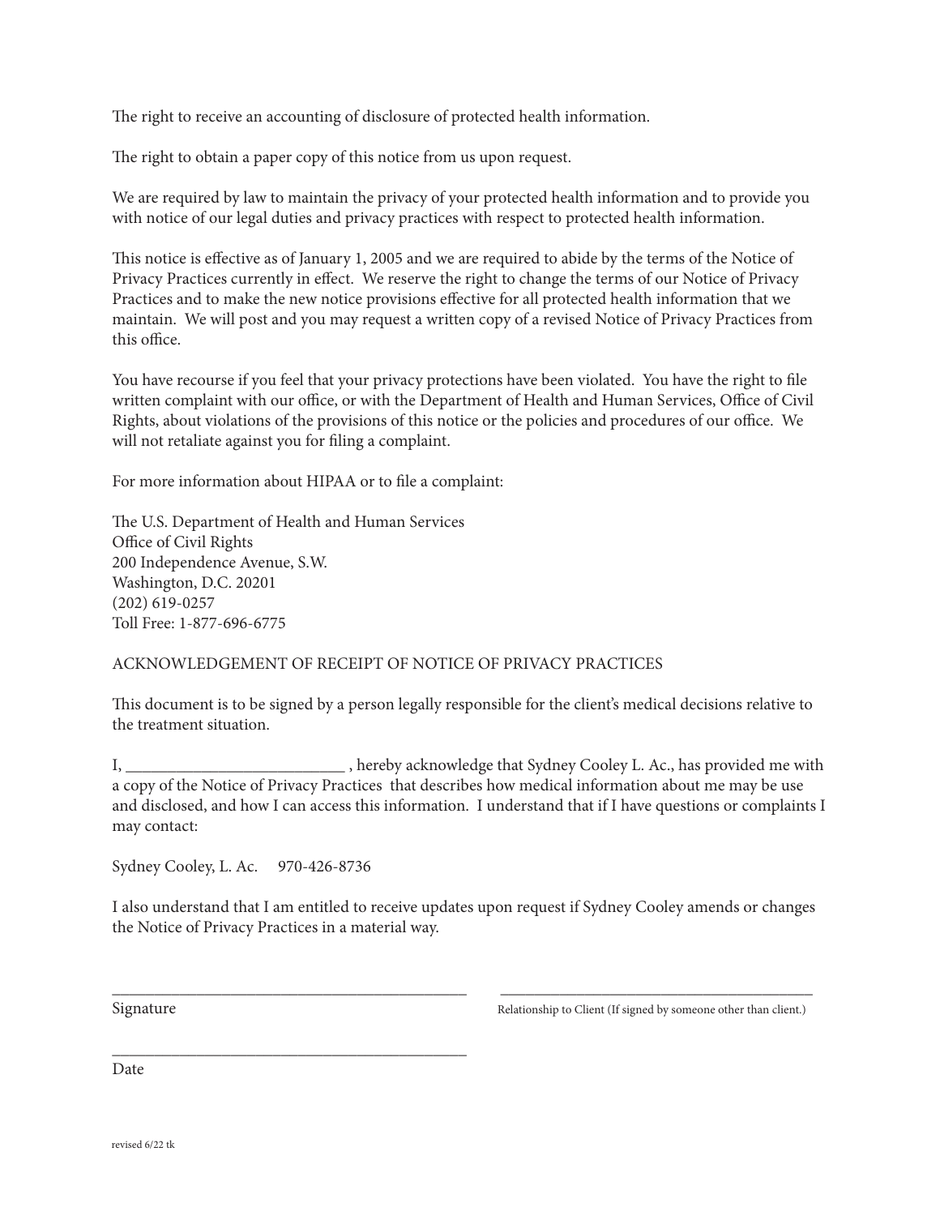The right to receive an accounting of disclosure of protected health information.

The right to obtain a paper copy of this notice from us upon request.

We are required by law to maintain the privacy of your protected health information and to provide you with notice of our legal duties and privacy practices with respect to protected health information.

This notice is effective as of January 1, 2005 and we are required to abide by the terms of the Notice of Privacy Practices currently in effect. We reserve the right to change the terms of our Notice of Privacy Practices and to make the new notice provisions effective for all protected health information that we maintain. We will post and you may request a written copy of a revised Notice of Privacy Practices from this office.

You have recourse if you feel that your privacy protections have been violated. You have the right to file written complaint with our office, or with the Department of Health and Human Services, Office of Civil Rights, about violations of the provisions of this notice or the policies and procedures of our office. We will not retaliate against you for filing a complaint.

For more information about HIPAA or to file a complaint:

The U.S. Department of Health and Human Services  
Office of Civil Rights  
200 Independence Avenue, S.W.  
Washington, D.C. 20201  
(202) 619-0257  
Toll Free: 1-877-696-6775

ACKNOWLEDGEMENT OF RECEIPT OF NOTICE OF PRIVACY PRACTICES

This document is to be signed by a person legally responsible for the client's medical decisions relative to the treatment situation.

I, __________________________ , hereby acknowledge that Sydney Cooley L. Ac., has provided me with a copy of the Notice of Privacy Practices that describes how medical information about me may be use and disclosed, and how I can access this information. I understand that if I have questions or complaints I may contact:

Sydney Cooley, L. Ac. 970-426-8736

I also understand that I am entitled to receive updates upon request if Sydney Cooley amends or changes the Notice of Privacy Practices in a material way.

_____________________________________________ _________________________________________

Signature Relationship to Client (If signed by someone other than client.)

_____________________________________________

Date

revised 6/22 tk